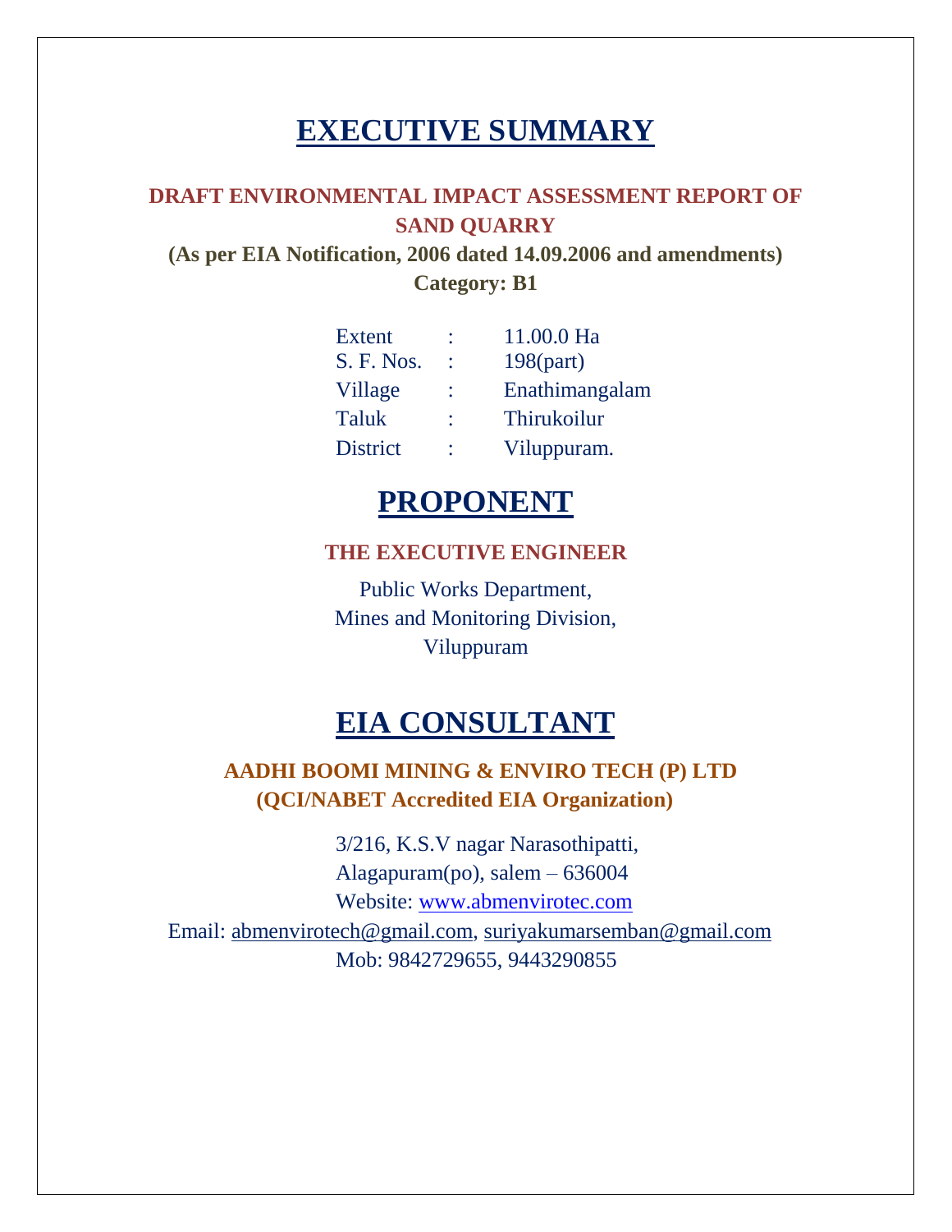# EXECUTIVE SUMMARY

**DRAFT ENVIRONMENTAL IMPACT ASSESSMENT REPORT OF SAND QUARRY**

**(As per EIA Notification, 2006 dated 14.09.2006 and amendments)**

**Category: B1**

| | | |
|---|---|---|
| Extent | : | 11.00.0 Ha |
| S. F. Nos. | : | 198(part) |
| Village | : | Enathimangalam |
| Taluk | : | Thirukoilur |
| District | : | Viluppuram. |

# PROPONENT

**THE EXECUTIVE ENGINEER**

Public Works Department,
Mines and Monitoring Division,
Viluppuram

# EIA CONSULTANT

**AADHI BOOMI MINING & ENVIRO TECH (P) LTD**
**(QCI/NABET Accredited EIA Organization)**

3/216, K.S.V nagar Narasothipatti,
Alagapuram(po), salem – 636004
Website: www.abmenvirotec.com
Email: abmenvirotech@gmail.com, suriyakumarsemban@gmail.com
Mob: 9842729655, 9443290855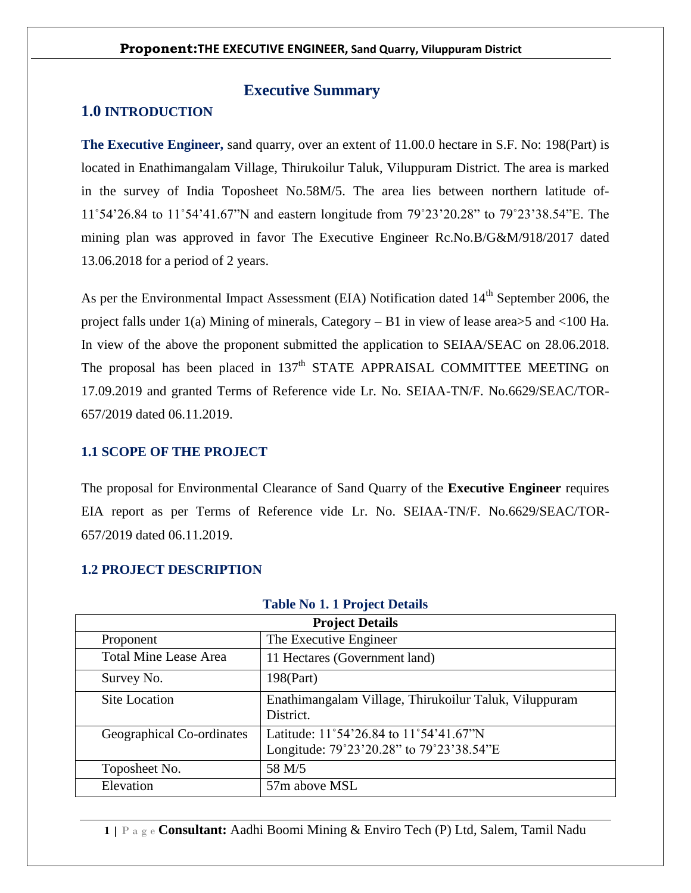# Executive Summary

## 1.0 INTRODUCTION

**The Executive Engineer,** sand quarry, over an extent of 11.00.0 hectare in S.F. No: 198(Part) is located in Enathimangalam Village, Thirukoilur Taluk, Viluppuram District. The area is marked in the survey of India Toposheet No.58M/5. The area lies between northern latitude of- 11˚54'26.84 to 11˚54'41.67"N and eastern longitude from 79˚23'20.28" to 79˚23'38.54"E. The mining plan was approved in favor The Executive Engineer Rc.No.B/G&M/918/2017 dated 13.06.2018 for a period of 2 years.

As per the Environmental Impact Assessment (EIA) Notification dated 14th September 2006, the project falls under 1(a) Mining of minerals, Category – B1 in view of lease area>5 and <100 Ha. In view of the above the proponent submitted the application to SEIAA/SEAC on 28.06.2018. The proposal has been placed in 137th STATE APPRAISAL COMMITTEE MEETING on 17.09.2019 and granted Terms of Reference vide Lr. No. SEIAA-TN/F. No.6629/SEAC/TOR-657/2019 dated 06.11.2019.

### 1.1 SCOPE OF THE PROJECT

The proposal for Environmental Clearance of Sand Quarry of the **Executive Engineer** requires EIA report as per Terms of Reference vide Lr. No. SEIAA-TN/F. No.6629/SEAC/TOR-657/2019 dated 06.11.2019.

### 1.2 PROJECT DESCRIPTION

**Table No 1. 1 Project Details**

| Project Details | |
|---|---|
| Proponent | The Executive Engineer |
| Total Mine Lease Area | 11 Hectares (Government land) |
| Survey No. | 198(Part) |
| Site Location | Enathimangalam Village, Thirukoilur Taluk, Viluppuram District. |
| Geographical Co-ordinates | Latitude: 11˚54'26.84 to 11˚54'41.67"N<br>Longitude: 79˚23'20.28" to 79˚23'38.54"E |
| Toposheet No. | 58 M/5 |
| Elevation | 57m above MSL |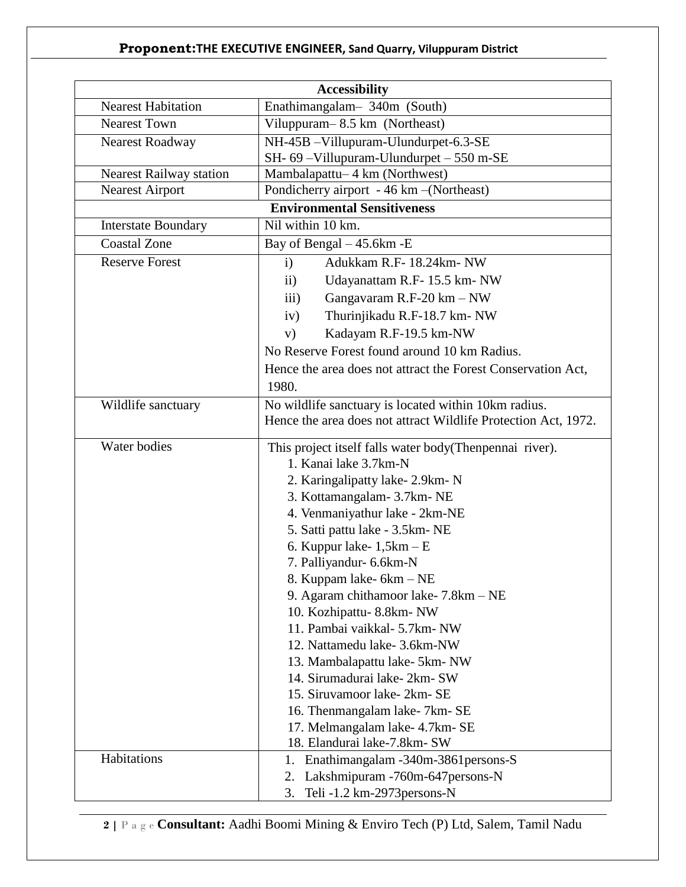| Accessibility | |
|---|---|
| Nearest Habitation | Enathimangalam– 340m (South) |
| Nearest Town | Viluppuram– 8.5 km (Northeast) |
| Nearest Roadway | NH-45B –Villupuram-Ulundurpet-6.3-SE<br>SH- 69 –Villupuram-Ulundurpet – 550 m-SE |
| Nearest Railway station | Mambalapattu– 4 km (Northwest) |
| Nearest Airport | Pondicherry airport - 46 km –(Northeast) |
| **Environmental Sensitiveness** | |
| Interstate Boundary | Nil within 10 km. |
| Coastal Zone | Bay of Bengal – 45.6km -E |
| Reserve Forest | i) Adukkam R.F- 18.24km- NW<br>ii) Udayanattam R.F- 15.5 km- NW<br>iii) Gangavaram R.F-20 km – NW<br>iv) Thurinjikadu R.F-18.7 km- NW<br>v) Kadayam R.F-19.5 km-NW<br>No Reserve Forest found around 10 km Radius.<br>Hence the area does not attract the Forest Conservation Act, 1980. |
| Wildlife sanctuary | No wildlife sanctuary is located within 10km radius.<br>Hence the area does not attract Wildlife Protection Act, 1972. |
| Water bodies | This project itself falls water body(Thenpennai river).<br>1. Kanai lake 3.7km-N<br>2. Karingalipatty lake- 2.9km- N<br>3. Kottamangalam- 3.7km- NE<br>4. Venmaniyathur lake - 2km-NE<br>5. Satti pattu lake - 3.5km- NE<br>6. Kuppur lake- 1,5km – E<br>7. Palliyandur- 6.6km-N<br>8. Kuppam lake- 6km – NE<br>9. Agaram chithamoor lake- 7.8km – NE<br>10. Kozhipattu- 8.8km- NW<br>11. Pambai vaikkal- 5.7km- NW<br>12. Nattamedu lake- 3.6km-NW<br>13. Mambalapattu lake- 5km- NW<br>14. Sirumadurai lake- 2km- SW<br>15. Siruvamoor lake- 2km- SE<br>16. Thenmangalam lake- 7km- SE<br>17. Melmangalam lake- 4.7km- SE<br>18. Elandurai lake-7.8km- SW |
| Habitations | 1. Enathimangalam -340m-3861persons-S<br>2. Lakshmipuram -760m-647persons-N<br>3. Teli -1.2 km-2973persons-N |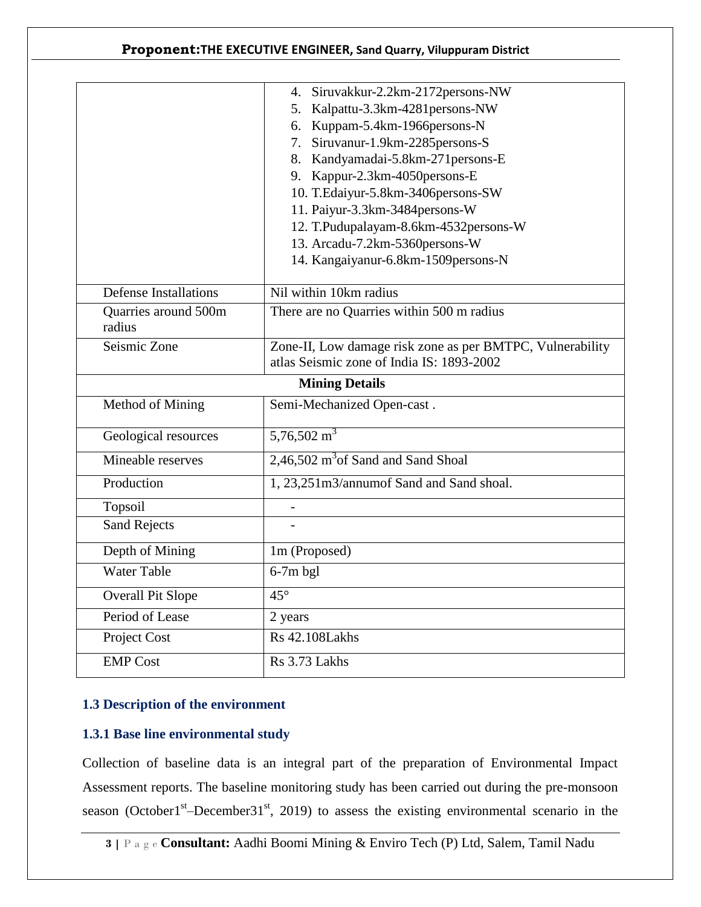| | |
|---|---|
| | 4. Siruvakkur-2.2km-2172persons-NW<br>5. Kalpattu-3.3km-4281persons-NW<br>6. Kuppam-5.4km-1966persons-N<br>7. Siruvanur-1.9km-2285persons-S<br>8. Kandyamadai-5.8km-271persons-E<br>9. Kappur-2.3km-4050persons-E<br>10. T.Edaiyur-5.8km-3406persons-SW<br>11. Paiyur-3.3km-3484persons-W<br>12. T.Pudupalayam-8.6km-4532persons-W<br>13. Arcadu-7.2km-5360persons-W<br>14. Kangaiyanur-6.8km-1509persons-N |
| Defense Installations | Nil within 10km radius |
| Quarries around 500m radius | There are no Quarries within 500 m radius |
| Seismic Zone | Zone-II, Low damage risk zone as per BMTPC, Vulnerability atlas Seismic zone of India IS: 1893-2002 |
| **Mining Details** | |
| Method of Mining | Semi-Mechanized Open-cast . |
| Geological resources | 5,76,502 $m^3$ |
| Mineable reserves | 2,46,502 $m^3$of Sand and Sand Shoal |
| Production | 1, 23,251m3/annumof Sand and Sand shoal. |
| Topsoil | - |
| Sand Rejects | - |
| Depth of Mining | 1m (Proposed) |
| Water Table | 6-7m bgl |
| Overall Pit Slope | 45° |
| Period of Lease | 2 years |
| Project Cost | Rs 42.108Lakhs |
| EMP Cost | Rs 3.73 Lakhs |

### 1.3 Description of the environment

#### 1.3.1 Base line environmental study

Collection of baseline data is an integral part of the preparation of Environmental Impact Assessment reports. The baseline monitoring study has been carried out during the pre-monsoon season (October1st–December31st, 2019) to assess the existing environmental scenario in the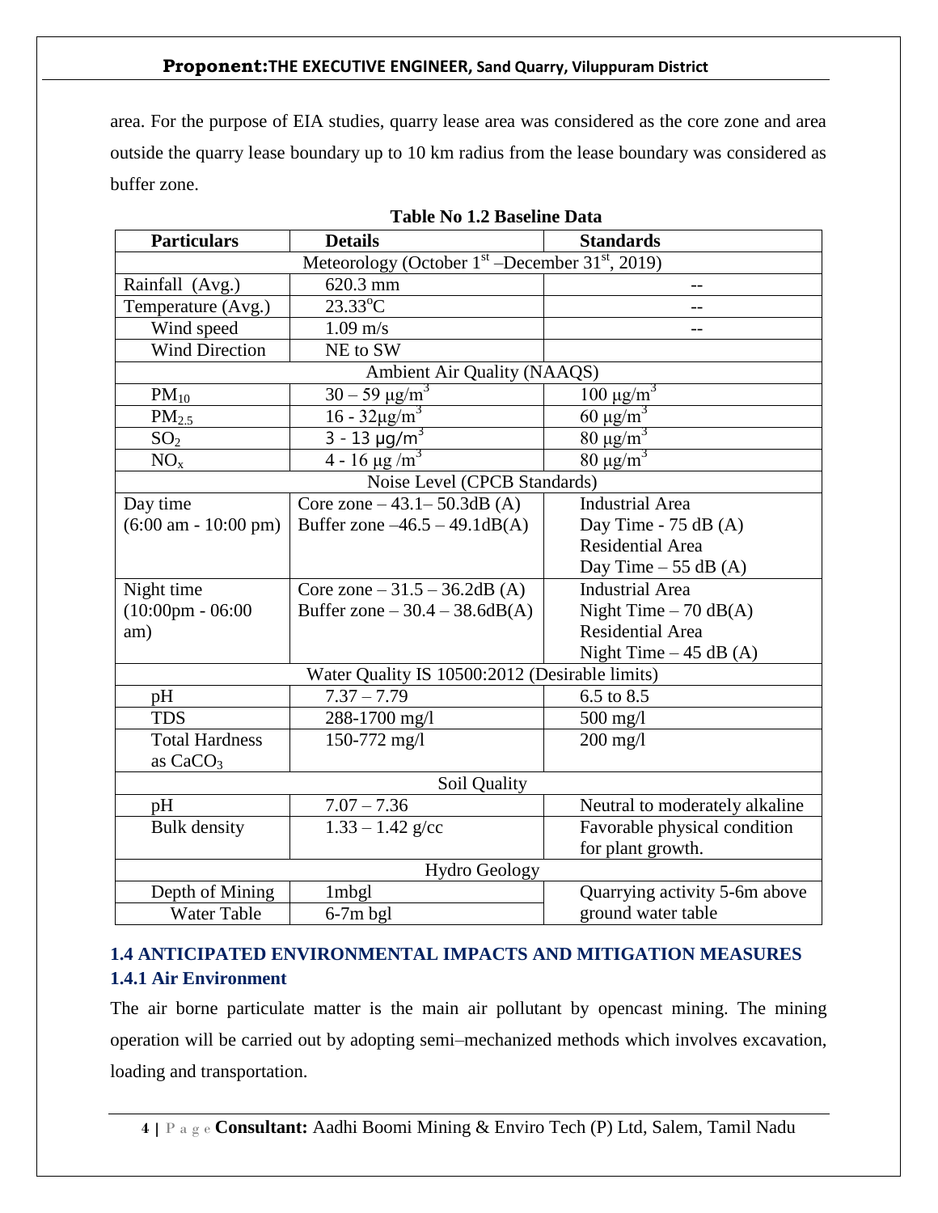area. For the purpose of EIA studies, quarry lease area was considered as the core zone and area outside the quarry lease boundary up to 10 km radius from the lease boundary was considered as buffer zone.

**Table No 1.2 Baseline Data**

| Particulars | Details | Standards |
|---|---|---|
| Meteorology (October 1st –December 31st, 2019) | | |
| Rainfall (Avg.) | 620.3 mm | -- |
| Temperature (Avg.) | 23.33°C | -- |
| Wind speed | 1.09 m/s | -- |
| Wind Direction | NE to SW | |
| Ambient Air Quality (NAAQS) | | |
| $PM_{10}$ | 30 – 59 µg/m³ | 100 µg/m³ |
| $PM_{2.5}$ | 16 - 32µg/m³ | 60 µg/m³ |
| $SO_2$ | 3 - 13 µg/m³ | 80 µg/m³ |
| $NO_x$ | 4 - 16 µg /m³ | 80 µg/m³ |
| Noise Level (CPCB Standards) | | |
| Day time (6:00 am - 10:00 pm) | Core zone – 43.1– 50.3dB (A)<br>Buffer zone –46.5 – 49.1dB(A) | Industrial Area<br>Day Time - 75 dB (A)<br>Residential Area<br>Day Time – 55 dB (A) |
| Night time (10:00pm - 06:00 am) | Core zone – 31.5 – 36.2dB (A)<br>Buffer zone – 30.4 – 38.6dB(A) | Industrial Area<br>Night Time – 70 dB(A)<br>Residential Area<br>Night Time – 45 dB (A) |
| Water Quality IS 10500:2012 (Desirable limits) | | |
| pH | 7.37 – 7.79 | 6.5 to 8.5 |
| TDS | 288-1700 mg/l | 500 mg/l |
| Total Hardness as $CaCO_3$ | 150-772 mg/l | 200 mg/l |
| Soil Quality | | |
| pH | 7.07 – 7.36 | Neutral to moderately alkaline |
| Bulk density | 1.33 – 1.42 g/cc | Favorable physical condition for plant growth. |
| Hydro Geology | | |
| Depth of Mining | 1mbgl | Quarrying activity 5-6m above ground water table |
| Water Table | 6-7m bgl | |

## 1.4 ANTICIPATED ENVIRONMENTAL IMPACTS AND MITIGATION MEASURES

### 1.4.1 Air Environment

The air borne particulate matter is the main air pollutant by opencast mining. The mining operation will be carried out by adopting semi–mechanized methods which involves excavation, loading and transportation.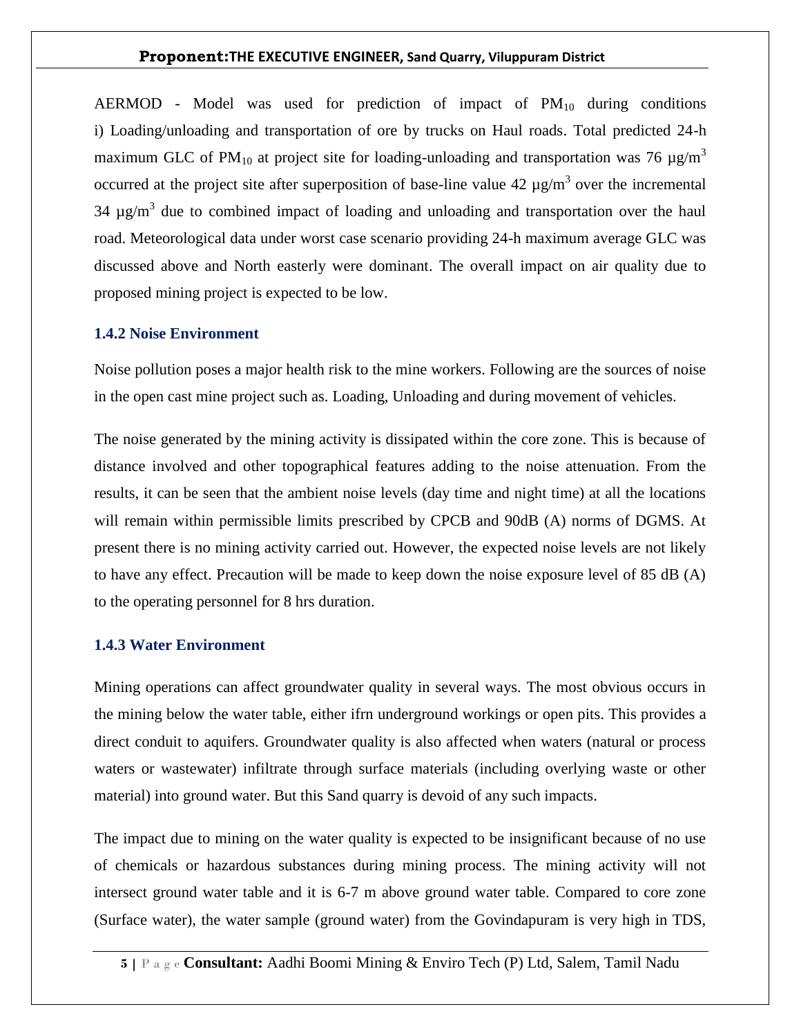AERMOD - Model was used for prediction of impact of $PM_{10}$ during conditions i) Loading/unloading and transportation of ore by trucks on Haul roads. Total predicted 24-h maximum GLC of $PM_{10}$ at project site for loading-unloading and transportation was 76 $\mu g/m^3$ occurred at the project site after superposition of base-line value 42 $\mu g/m^3$ over the incremental 34 $\mu g/m^3$ due to combined impact of loading and unloading and transportation over the haul road. Meteorological data under worst case scenario providing 24-h maximum average GLC was discussed above and North easterly were dominant. The overall impact on air quality due to proposed mining project is expected to be low.

### 1.4.2 Noise Environment

Noise pollution poses a major health risk to the mine workers. Following are the sources of noise in the open cast mine project such as. Loading, Unloading and during movement of vehicles.

The noise generated by the mining activity is dissipated within the core zone. This is because of distance involved and other topographical features adding to the noise attenuation. From the results, it can be seen that the ambient noise levels (day time and night time) at all the locations will remain within permissible limits prescribed by CPCB and 90dB (A) norms of DGMS. At present there is no mining activity carried out. However, the expected noise levels are not likely to have any effect. Precaution will be made to keep down the noise exposure level of 85 dB (A) to the operating personnel for 8 hrs duration.

### 1.4.3 Water Environment

Mining operations can affect groundwater quality in several ways. The most obvious occurs in the mining below the water table, either ifrn underground workings or open pits. This provides a direct conduit to aquifers. Groundwater quality is also affected when waters (natural or process waters or wastewater) infiltrate through surface materials (including overlying waste or other material) into ground water. But this Sand quarry is devoid of any such impacts.

The impact due to mining on the water quality is expected to be insignificant because of no use of chemicals or hazardous substances during mining process. The mining activity will not intersect ground water table and it is 6-7 m above ground water table. Compared to core zone (Surface water), the water sample (ground water) from the Govindapuram is very high in TDS,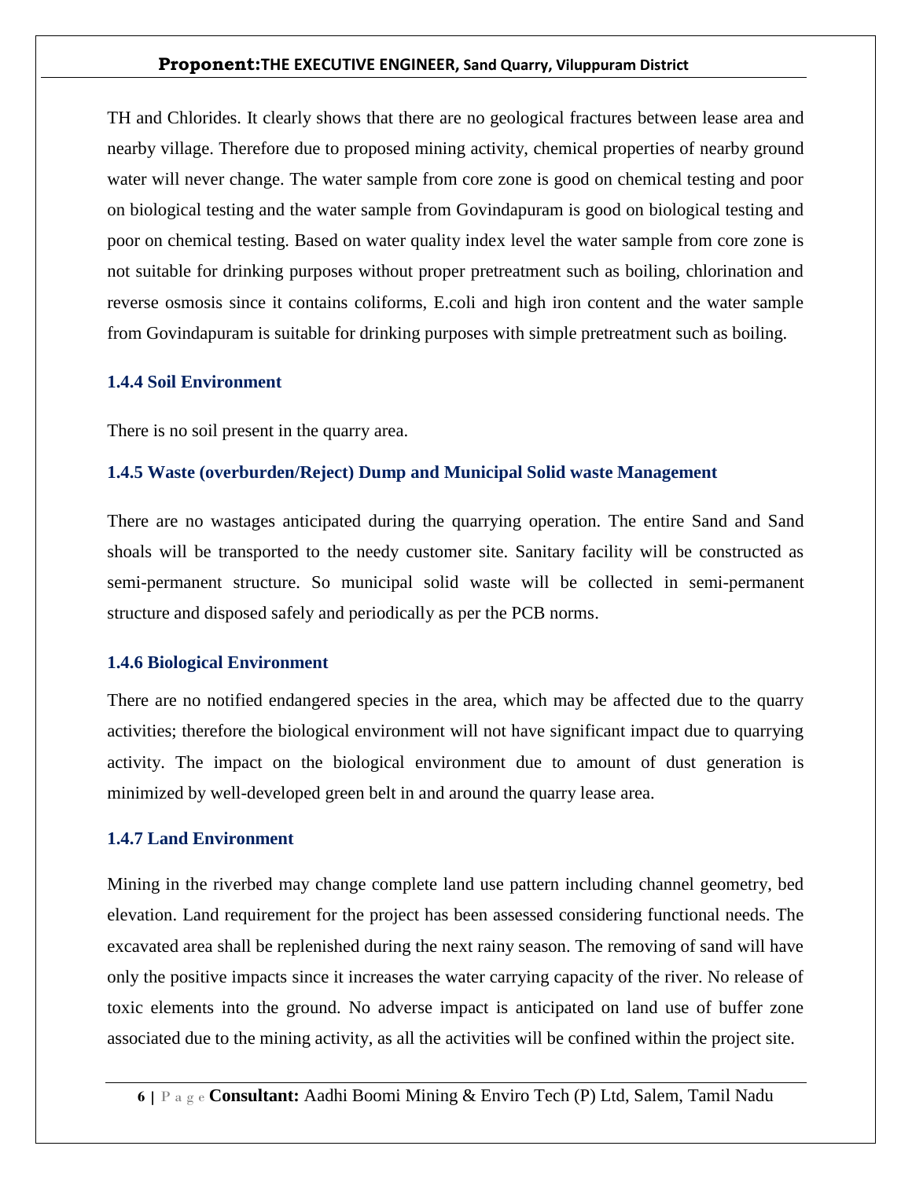TH and Chlorides. It clearly shows that there are no geological fractures between lease area and nearby village. Therefore due to proposed mining activity, chemical properties of nearby ground water will never change. The water sample from core zone is good on chemical testing and poor on biological testing and the water sample from Govindapuram is good on biological testing and poor on chemical testing. Based on water quality index level the water sample from core zone is not suitable for drinking purposes without proper pretreatment such as boiling, chlorination and reverse osmosis since it contains coliforms, E.coli and high iron content and the water sample from Govindapuram is suitable for drinking purposes with simple pretreatment such as boiling.

### 1.4.4 Soil Environment

There is no soil present in the quarry area.

### 1.4.5 Waste (overburden/Reject) Dump and Municipal Solid waste Management

There are no wastages anticipated during the quarrying operation. The entire Sand and Sand shoals will be transported to the needy customer site. Sanitary facility will be constructed as semi-permanent structure. So municipal solid waste will be collected in semi-permanent structure and disposed safely and periodically as per the PCB norms.

### 1.4.6 Biological Environment

There are no notified endangered species in the area, which may be affected due to the quarry activities; therefore the biological environment will not have significant impact due to quarrying activity. The impact on the biological environment due to amount of dust generation is minimized by well-developed green belt in and around the quarry lease area.

### 1.4.7 Land Environment

Mining in the riverbed may change complete land use pattern including channel geometry, bed elevation. Land requirement for the project has been assessed considering functional needs. The excavated area shall be replenished during the next rainy season. The removing of sand will have only the positive impacts since it increases the water carrying capacity of the river. No release of toxic elements into the ground. No adverse impact is anticipated on land use of buffer zone associated due to the mining activity, as all the activities will be confined within the project site.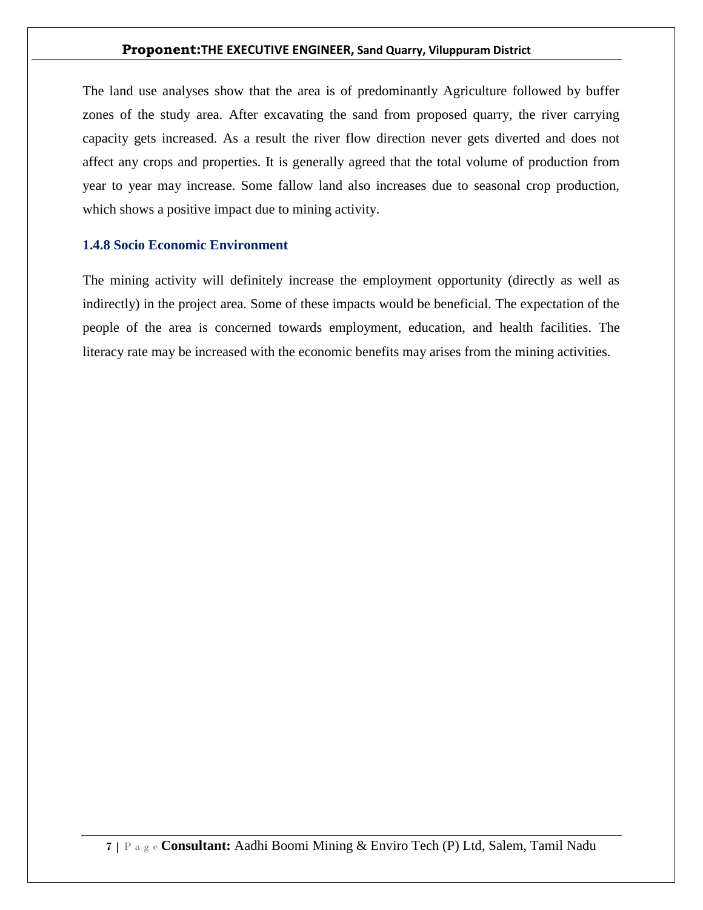The land use analyses show that the area is of predominantly Agriculture followed by buffer zones of the study area. After excavating the sand from proposed quarry, the river carrying capacity gets increased. As a result the river flow direction never gets diverted and does not affect any crops and properties. It is generally agreed that the total volume of production from year to year may increase. Some fallow land also increases due to seasonal crop production, which shows a positive impact due to mining activity.

### 1.4.8 Socio Economic Environment

The mining activity will definitely increase the employment opportunity (directly as well as indirectly) in the project area. Some of these impacts would be beneficial. The expectation of the people of the area is concerned towards employment, education, and health facilities. The literacy rate may be increased with the economic benefits may arises from the mining activities.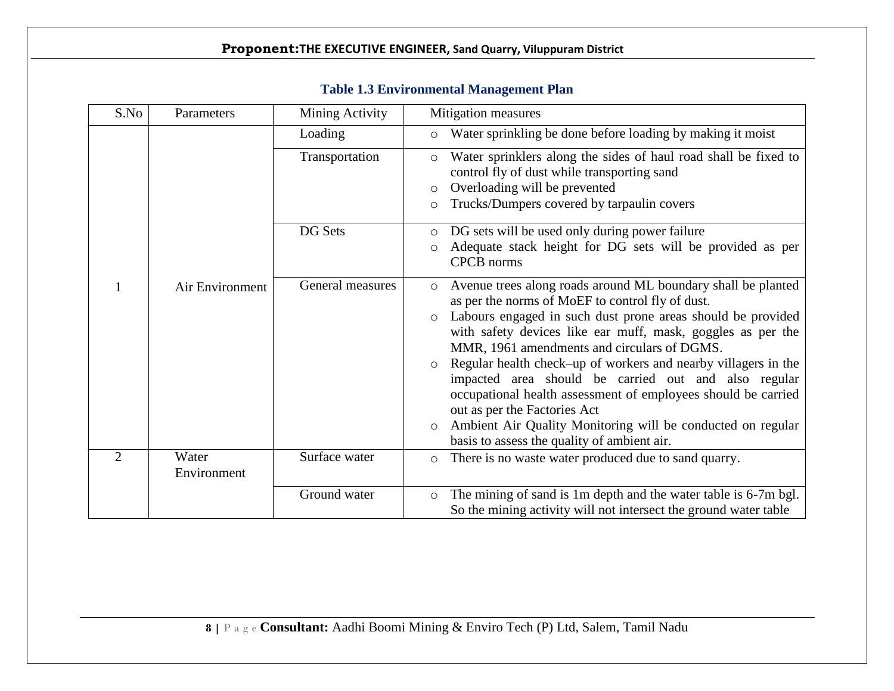**Table 1.3 Environmental Management Plan**

| S.No | Parameters | Mining Activity | Mitigation measures |
|---|---|---|---|
| 1 | Air Environment | Loading | ○ Water sprinkling be done before loading by making it moist |
| | | Transportation | ○ Water sprinklers along the sides of haul road shall be fixed to control fly of dust while transporting sand<br>○ Overloading will be prevented<br>○ Trucks/Dumpers covered by tarpaulin covers |
| | | DG Sets | ○ DG sets will be used only during power failure<br>○ Adequate stack height for DG sets will be provided as per CPCB norms |
| | | General measures | ○ Avenue trees along roads around ML boundary shall be planted as per the norms of MoEF to control fly of dust.<br>○ Labours engaged in such dust prone areas should be provided with safety devices like ear muff, mask, goggles as per the MMR, 1961 amendments and circulars of DGMS.<br>○ Regular health check–up of workers and nearby villagers in the impacted area should be carried out and also regular occupational health assessment of employees should be carried out as per the Factories Act<br>○ Ambient Air Quality Monitoring will be conducted on regular basis to assess the quality of ambient air. |
| 2 | Water Environment | Surface water | ○ There is no waste water produced due to sand quarry. |
| | | Ground water | ○ The mining of sand is 1m depth and the water table is 6-7m bgl. So the mining activity will not intersect the ground water table |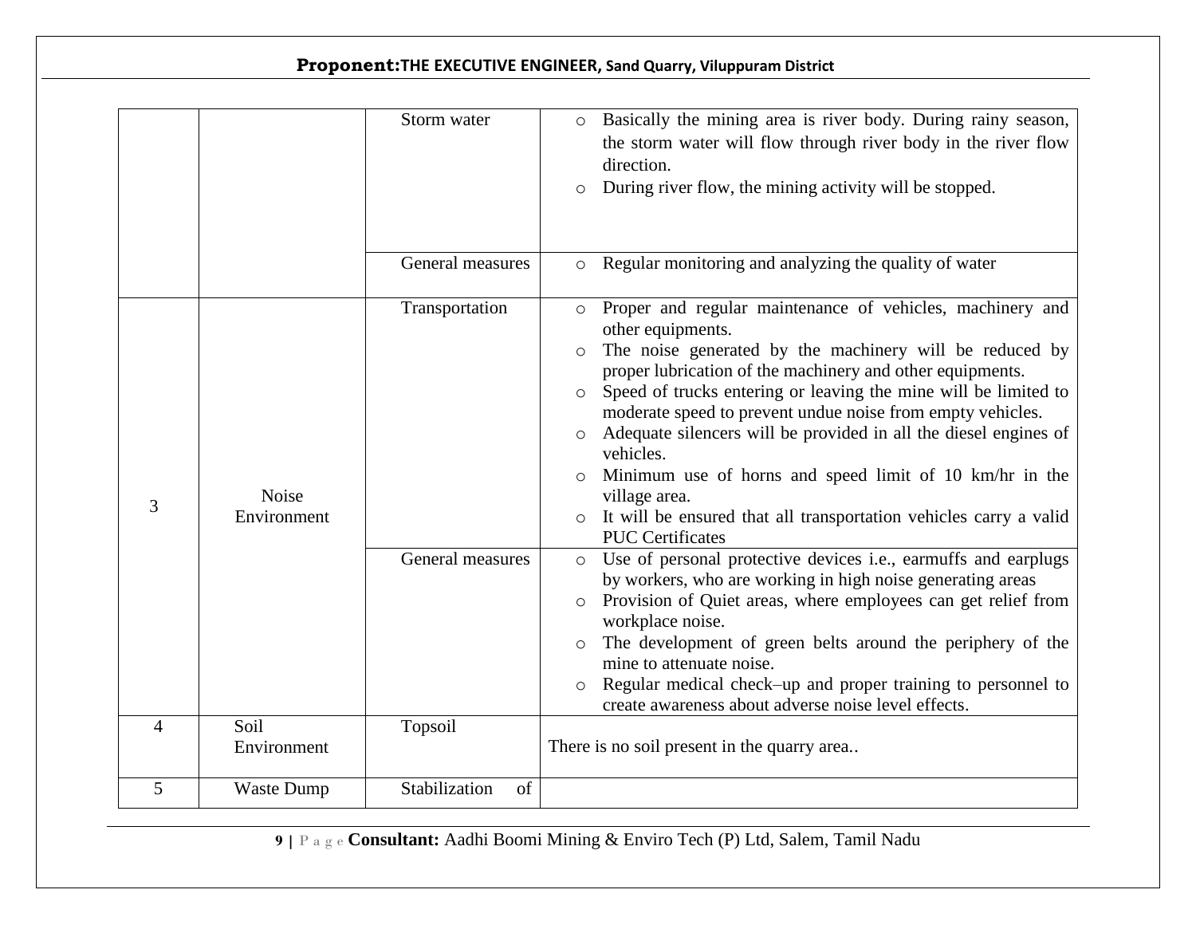| | | | |
|---|---|---|---|
| | | Storm water | ○ Basically the mining area is river body. During rainy season, the storm water will flow through river body in the river flow direction.<br>○ During river flow, the mining activity will be stopped. |
| | | General measures | ○ Regular monitoring and analyzing the quality of water |
| 3 | Noise Environment | Transportation | ○ Proper and regular maintenance of vehicles, machinery and other equipments.<br>○ The noise generated by the machinery will be reduced by proper lubrication of the machinery and other equipments.<br>○ Speed of trucks entering or leaving the mine will be limited to moderate speed to prevent undue noise from empty vehicles.<br>○ Adequate silencers will be provided in all the diesel engines of vehicles.<br>○ Minimum use of horns and speed limit of 10 km/hr in the village area.<br>○ It will be ensured that all transportation vehicles carry a valid PUC Certificates |
| | | General measures | ○ Use of personal protective devices i.e., earmuffs and earplugs by workers, who are working in high noise generating areas<br>○ Provision of Quiet areas, where employees can get relief from workplace noise.<br>○ The development of green belts around the periphery of the mine to attenuate noise.<br>○ Regular medical check–up and proper training to personnel to create awareness about adverse noise level effects. |
| 4 | Soil Environment | Topsoil | There is no soil present in the quarry area.. |
| 5 | Waste Dump | Stabilization of | |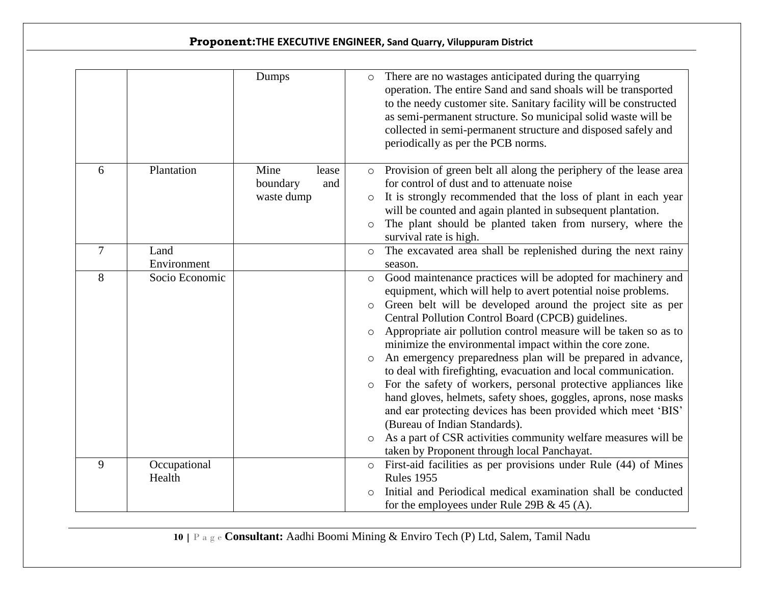| | | | |
|---|---|---|---|
| | | Dumps | ○ There are no wastages anticipated during the quarrying operation. The entire Sand and sand shoals will be transported to the needy customer site. Sanitary facility will be constructed as semi-permanent structure. So municipal solid waste will be collected in semi-permanent structure and disposed safely and periodically as per the PCB norms. |
| 6 | Plantation | Mine lease boundary and waste dump | ○ Provision of green belt all along the periphery of the lease area for control of dust and to attenuate noise<br>○ It is strongly recommended that the loss of plant in each year will be counted and again planted in subsequent plantation.<br>○ The plant should be planted taken from nursery, where the survival rate is high. |
| 7 | Land Environment | | ○ The excavated area shall be replenished during the next rainy season. |
| 8 | Socio Economic | | ○ Good maintenance practices will be adopted for machinery and equipment, which will help to avert potential noise problems.<br>○ Green belt will be developed around the project site as per Central Pollution Control Board (CPCB) guidelines.<br>○ Appropriate air pollution control measure will be taken so as to minimize the environmental impact within the core zone.<br>○ An emergency preparedness plan will be prepared in advance, to deal with firefighting, evacuation and local communication.<br>○ For the safety of workers, personal protective appliances like hand gloves, helmets, safety shoes, goggles, aprons, nose masks and ear protecting devices has been provided which meet 'BIS' (Bureau of Indian Standards).<br>○ As a part of CSR activities community welfare measures will be taken by Proponent through local Panchayat. |
| 9 | Occupational Health | | ○ First-aid facilities as per provisions under Rule (44) of Mines Rules 1955<br>○ Initial and Periodical medical examination shall be conducted for the employees under Rule 29B & 45 (A). |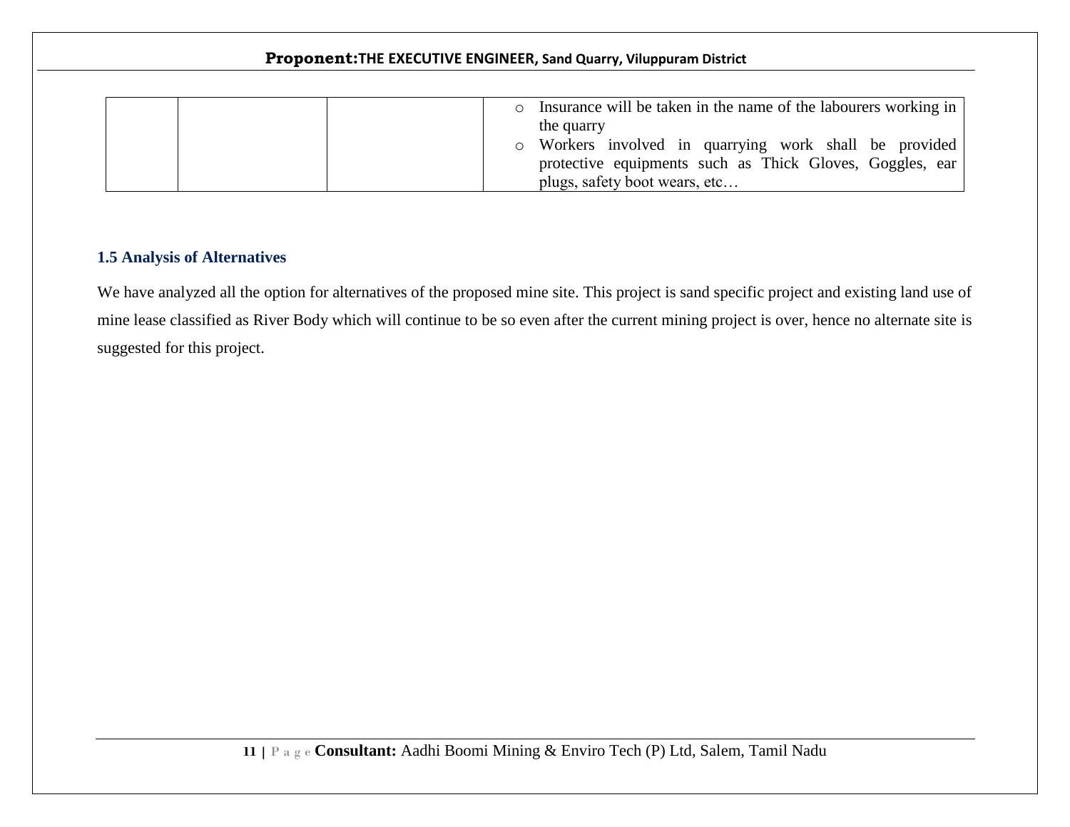|  |  |  | <ul><li>Insurance will be taken in the name of the labourers working in the quarry</li><li>Workers involved in quarrying work shall be provided protective equipments such as Thick Gloves, Goggles, ear plugs, safety boot wears, etc…</li></ul> |
|---|---|---|---|

### 1.5 Analysis of Alternatives

We have analyzed all the option for alternatives of the proposed mine site. This project is sand specific project and existing land use of mine lease classified as River Body which will continue to be so even after the current mining project is over, hence no alternate site is suggested for this project.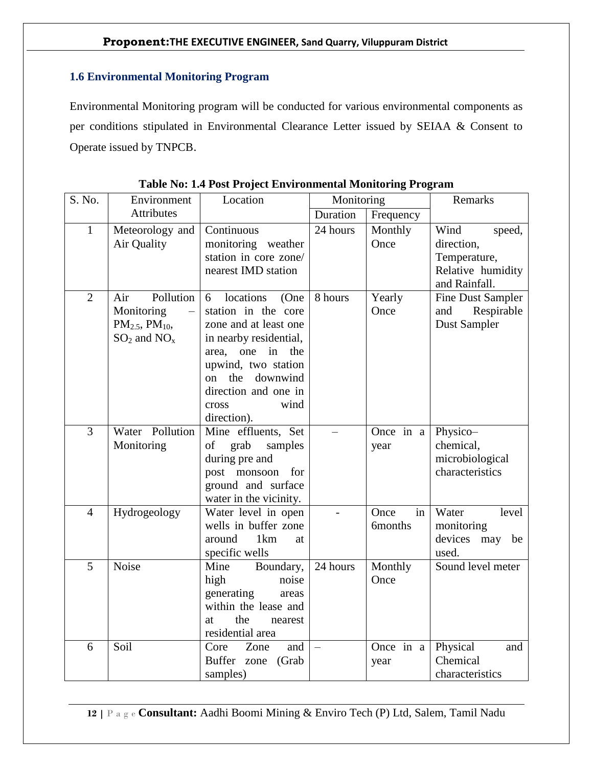## 1.6 Environmental Monitoring Program

Environmental Monitoring program will be conducted for various environmental components as per conditions stipulated in Environmental Clearance Letter issued by SEIAA & Consent to Operate issued by TNPCB.

**Table No: 1.4 Post Project Environmental Monitoring Program**

| S. No. | Environment Attributes | Location | Monitoring | | Remarks |
|---|---|---|---|---|---|
| | | | Duration | Frequency | |
| 1 | Meteorology and Air Quality | Continuous monitoring weather station in core zone/ nearest IMD station | 24 hours | Monthly Once | Wind speed, direction, Temperature, Relative humidity and Rainfall. |
| 2 | Air Pollution Monitoring – $PM_{2.5}$, $PM_{10}$, $SO_2$ and $NO_x$ | 6 locations (One station in the core zone and at least one in nearby residential, area, one in the upwind, two station on the downwind direction and one in cross wind direction). | 8 hours | Yearly Once | Fine Dust Sampler and Respirable Dust Sampler |
| 3 | Water Pollution Monitoring | Mine effluents, Set of grab samples during pre and post monsoon for ground and surface water in the vicinity. | – | Once in a year | Physico–chemical, microbiological characteristics |
| 4 | Hydrogeology | Water level in open wells in buffer zone around 1km at specific wells | - | Once in 6months | Water level monitoring devices may be used. |
| 5 | Noise | Mine Boundary, high noise generating areas within the lease and at the nearest residential area | 24 hours | Monthly Once | Sound level meter |
| 6 | Soil | Core Zone and Buffer zone (Grab samples) | – | Once in a year | Physical and Chemical characteristics |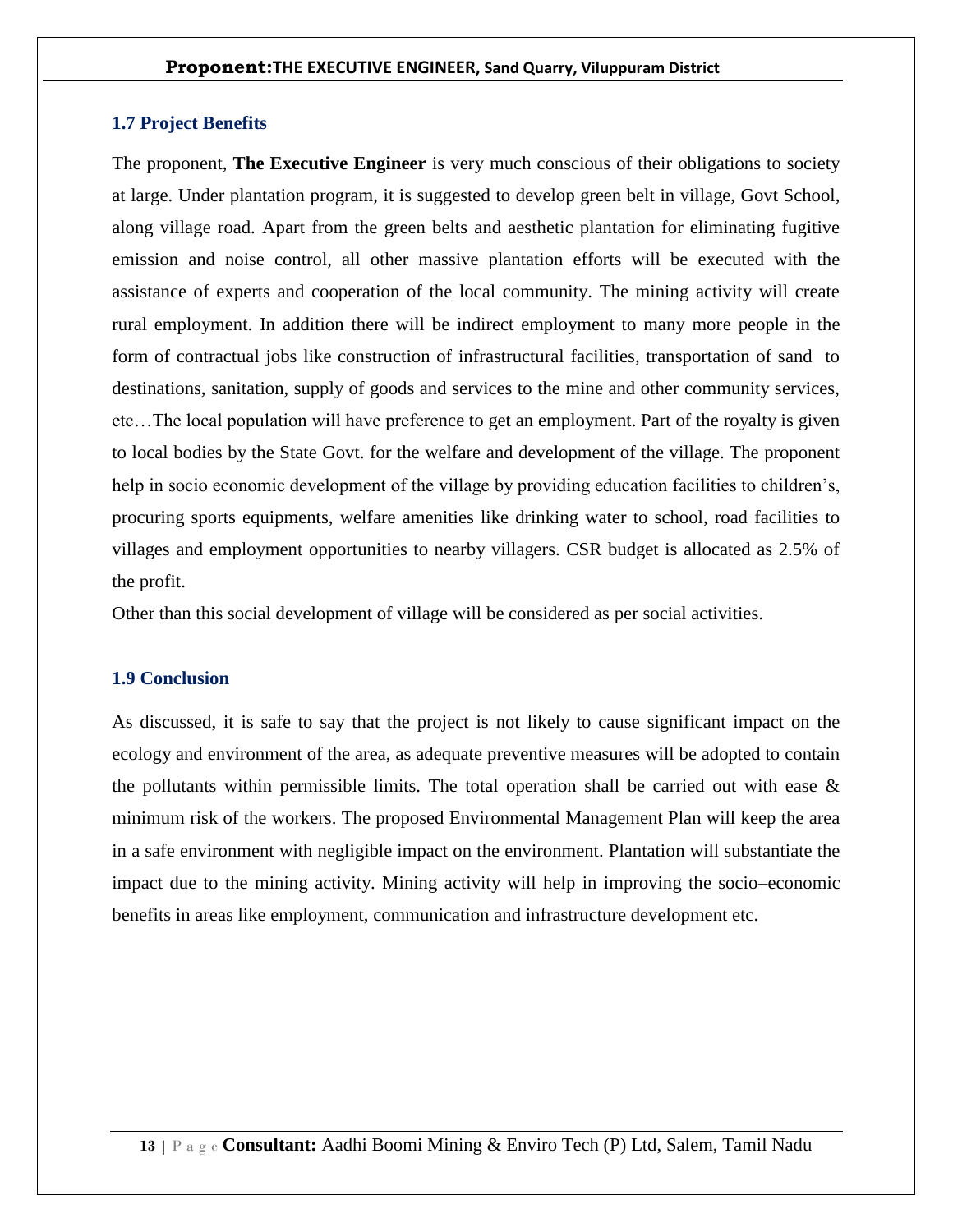### 1.7 Project Benefits

The proponent, **The Executive Engineer** is very much conscious of their obligations to society at large. Under plantation program, it is suggested to develop green belt in village, Govt School, along village road. Apart from the green belts and aesthetic plantation for eliminating fugitive emission and noise control, all other massive plantation efforts will be executed with the assistance of experts and cooperation of the local community. The mining activity will create rural employment. In addition there will be indirect employment to many more people in the form of contractual jobs like construction of infrastructural facilities, transportation of sand to destinations, sanitation, supply of goods and services to the mine and other community services, etc…The local population will have preference to get an employment. Part of the royalty is given to local bodies by the State Govt. for the welfare and development of the village. The proponent help in socio economic development of the village by providing education facilities to children's, procuring sports equipments, welfare amenities like drinking water to school, road facilities to villages and employment opportunities to nearby villagers. CSR budget is allocated as 2.5% of the profit.

Other than this social development of village will be considered as per social activities.

### 1.9 Conclusion

As discussed, it is safe to say that the project is not likely to cause significant impact on the ecology and environment of the area, as adequate preventive measures will be adopted to contain the pollutants within permissible limits. The total operation shall be carried out with ease & minimum risk of the workers. The proposed Environmental Management Plan will keep the area in a safe environment with negligible impact on the environment. Plantation will substantiate the impact due to the mining activity. Mining activity will help in improving the socio–economic benefits in areas like employment, communication and infrastructure development etc.